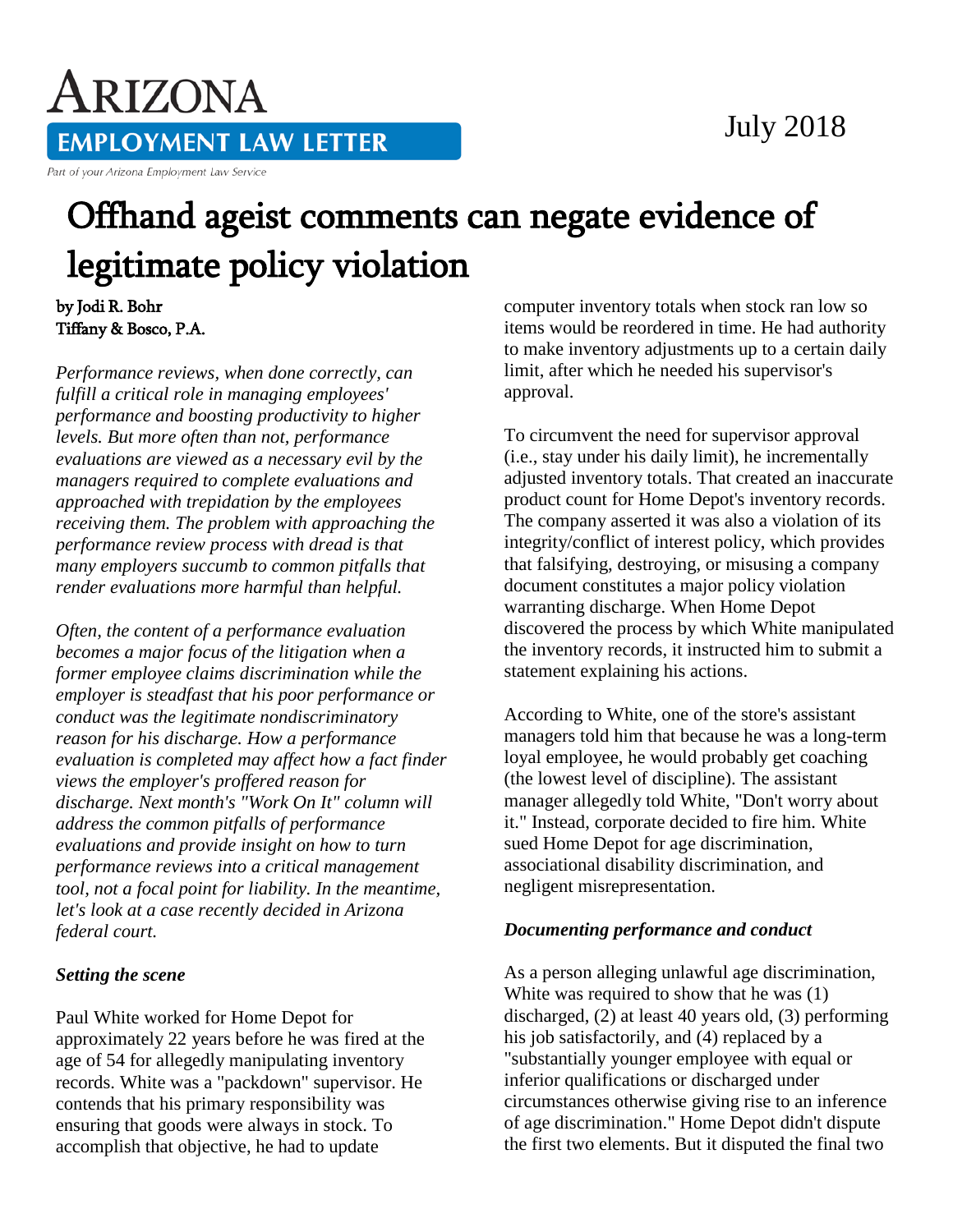# Arizona Employment Law Letter

Part of your Arizona Employment Law Service

July 2018

# Offhand ageist comments can negate evidence of legitimate policy violation

by Jodi R. Bohr
Tiffany & Bosco, P.A.

*Performance reviews, when done correctly, can fulfill a critical role in managing employees' performance and boosting productivity to higher levels. But more often than not, performance evaluations are viewed as a necessary evil by the managers required to complete evaluations and approached with trepidation by the employees receiving them. The problem with approaching the performance review process with dread is that many employers succumb to common pitfalls that render evaluations more harmful than helpful.*

*Often, the content of a performance evaluation becomes a major focus of the litigation when a former employee claims discrimination while the employer is steadfast that his poor performance or conduct was the legitimate nondiscriminatory reason for his discharge. How a performance evaluation is completed may affect how a fact finder views the employer's proffered reason for discharge. Next month's "Work On It" column will address the common pitfalls of performance evaluations and provide insight on how to turn performance reviews into a critical management tool, not a focal point for liability. In the meantime, let's look at a case recently decided in Arizona federal court.*

### *Setting the scene*

Paul White worked for Home Depot for approximately 22 years before he was fired at the age of 54 for allegedly manipulating inventory records. White was a "packdown" supervisor. He contends that his primary responsibility was ensuring that goods were always in stock. To accomplish that objective, he had to update computer inventory totals when stock ran low so items would be reordered in time. He had authority to make inventory adjustments up to a certain daily limit, after which he needed his supervisor's approval.

To circumvent the need for supervisor approval (i.e., stay under his daily limit), he incrementally adjusted inventory totals. That created an inaccurate product count for Home Depot's inventory records. The company asserted it was also a violation of its integrity/conflict of interest policy, which provides that falsifying, destroying, or misusing a company document constitutes a major policy violation warranting discharge. When Home Depot discovered the process by which White manipulated the inventory records, it instructed him to submit a statement explaining his actions.

According to White, one of the store's assistant managers told him that because he was a long-term loyal employee, he would probably get coaching (the lowest level of discipline). The assistant manager allegedly told White, "Don't worry about it." Instead, corporate decided to fire him. White sued Home Depot for age discrimination, associational disability discrimination, and negligent misrepresentation.

### *Documenting performance and conduct*

As a person alleging unlawful age discrimination, White was required to show that he was (1) discharged, (2) at least 40 years old, (3) performing his job satisfactorily, and (4) replaced by a "substantially younger employee with equal or inferior qualifications or discharged under circumstances otherwise giving rise to an inference of age discrimination." Home Depot didn't dispute the first two elements. But it disputed the final two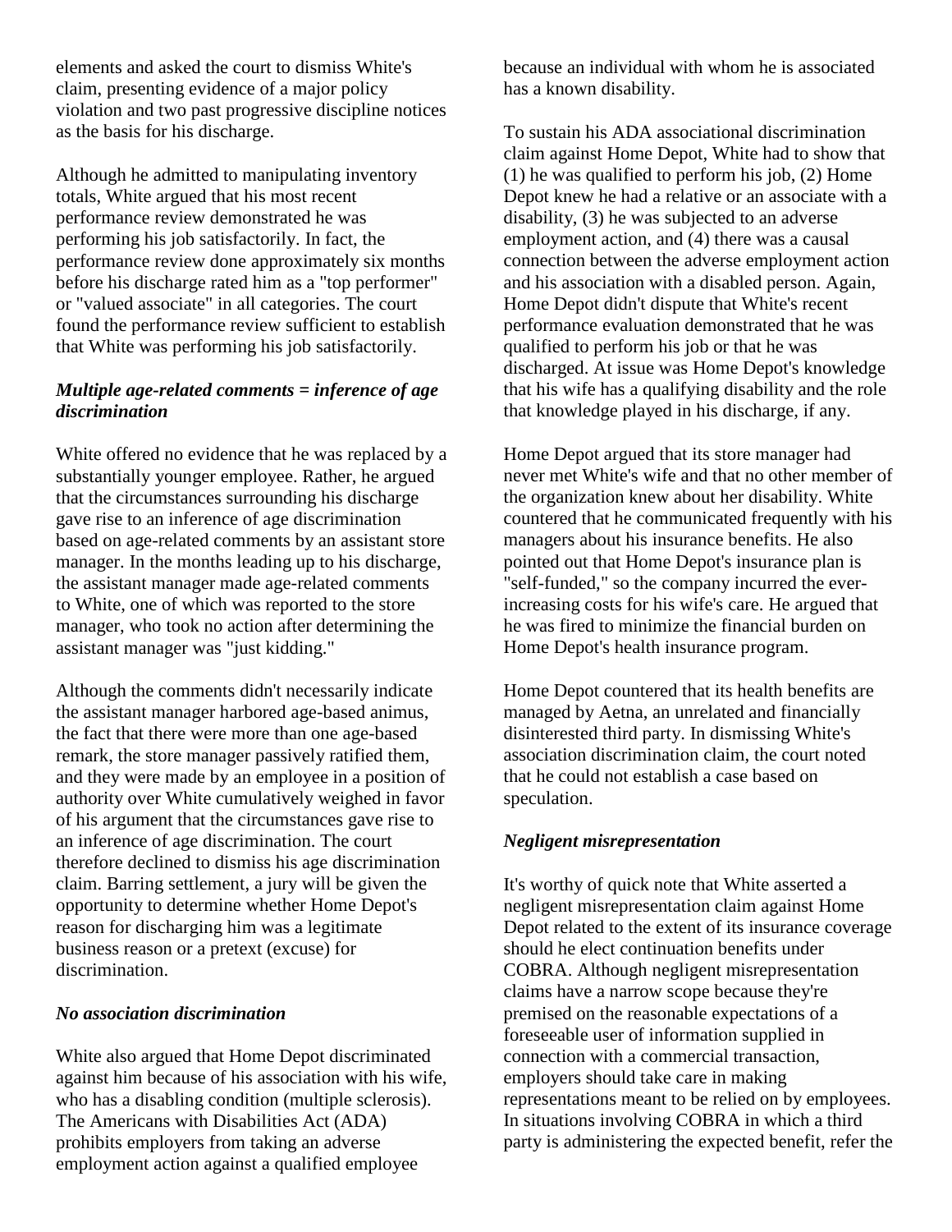elements and asked the court to dismiss White's claim, presenting evidence of a major policy violation and two past progressive discipline notices as the basis for his discharge.

Although he admitted to manipulating inventory totals, White argued that his most recent performance review demonstrated he was performing his job satisfactorily. In fact, the performance review done approximately six months before his discharge rated him as a "top performer" or "valued associate" in all categories. The court found the performance review sufficient to establish that White was performing his job satisfactorily.

***Multiple age-related comments = inference of age discrimination***

White offered no evidence that he was replaced by a substantially younger employee. Rather, he argued that the circumstances surrounding his discharge gave rise to an inference of age discrimination based on age-related comments by an assistant store manager. In the months leading up to his discharge, the assistant manager made age-related comments to White, one of which was reported to the store manager, who took no action after determining the assistant manager was "just kidding."

Although the comments didn't necessarily indicate the assistant manager harbored age-based animus, the fact that there were more than one age-based remark, the store manager passively ratified them, and they were made by an employee in a position of authority over White cumulatively weighed in favor of his argument that the circumstances gave rise to an inference of age discrimination. The court therefore declined to dismiss his age discrimination claim. Barring settlement, a jury will be given the opportunity to determine whether Home Depot's reason for discharging him was a legitimate business reason or a pretext (excuse) for discrimination.

***No association discrimination***

White also argued that Home Depot discriminated against him because of his association with his wife, who has a disabling condition (multiple sclerosis). The Americans with Disabilities Act (ADA) prohibits employers from taking an adverse employment action against a qualified employee because an individual with whom he is associated has a known disability.

To sustain his ADA associational discrimination claim against Home Depot, White had to show that (1) he was qualified to perform his job, (2) Home Depot knew he had a relative or an associate with a disability, (3) he was subjected to an adverse employment action, and (4) there was a causal connection between the adverse employment action and his association with a disabled person. Again, Home Depot didn't dispute that White's recent performance evaluation demonstrated that he was qualified to perform his job or that he was discharged. At issue was Home Depot's knowledge that his wife has a qualifying disability and the role that knowledge played in his discharge, if any.

Home Depot argued that its store manager had never met White's wife and that no other member of the organization knew about her disability. White countered that he communicated frequently with his managers about his insurance benefits. He also pointed out that Home Depot's insurance plan is "self-funded," so the company incurred the ever-increasing costs for his wife's care. He argued that he was fired to minimize the financial burden on Home Depot's health insurance program.

Home Depot countered that its health benefits are managed by Aetna, an unrelated and financially disinterested third party. In dismissing White's association discrimination claim, the court noted that he could not establish a case based on speculation.

***Negligent misrepresentation***

It's worthy of quick note that White asserted a negligent misrepresentation claim against Home Depot related to the extent of its insurance coverage should he elect continuation benefits under COBRA. Although negligent misrepresentation claims have a narrow scope because they're premised on the reasonable expectations of a foreseeable user of information supplied in connection with a commercial transaction, employers should take care in making representations meant to be relied on by employees. In situations involving COBRA in which a third party is administering the expected benefit, refer the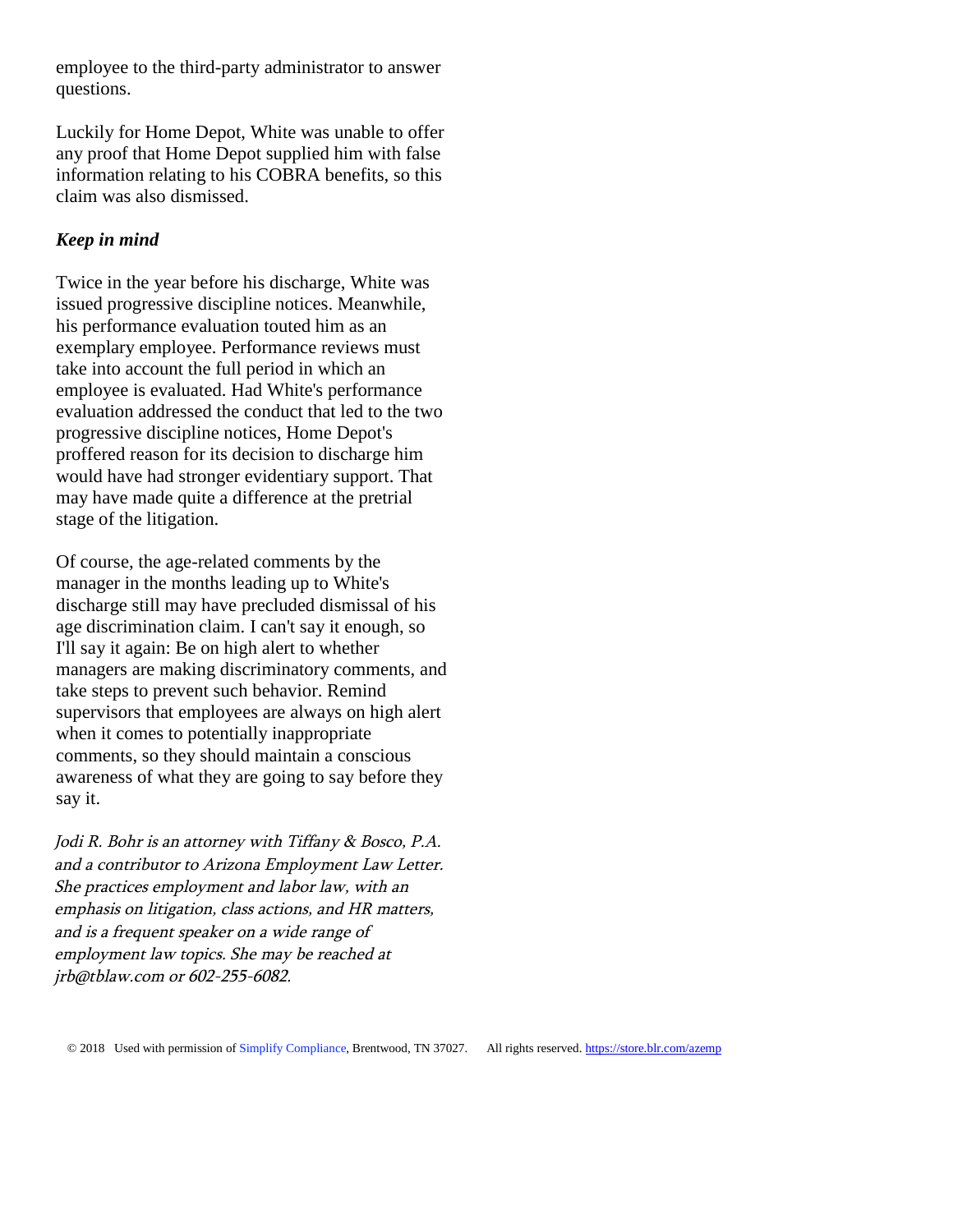employee to the third-party administrator to answer questions.

Luckily for Home Depot, White was unable to offer any proof that Home Depot supplied him with false information relating to his COBRA benefits, so this claim was also dismissed.

***Keep in mind***

Twice in the year before his discharge, White was issued progressive discipline notices. Meanwhile, his performance evaluation touted him as an exemplary employee. Performance reviews must take into account the full period in which an employee is evaluated. Had White's performance evaluation addressed the conduct that led to the two progressive discipline notices, Home Depot's proffered reason for its decision to discharge him would have had stronger evidentiary support. That may have made quite a difference at the pretrial stage of the litigation.

Of course, the age-related comments by the manager in the months leading up to White's discharge still may have precluded dismissal of his age discrimination claim. I can't say it enough, so I'll say it again: Be on high alert to whether managers are making discriminatory comments, and take steps to prevent such behavior. Remind supervisors that employees are always on high alert when it comes to potentially inappropriate comments, so they should maintain a conscious awareness of what they are going to say before they say it.

*Jodi R. Bohr is an attorney with Tiffany & Bosco, P.A. and a contributor to Arizona Employment Law Letter. She practices employment and labor law, with an emphasis on litigation, class actions, and HR matters, and is a frequent speaker on a wide range of employment law topics. She may be reached at jrb@tblaw.com or 602-255-6082.*

© 2018 Used with permission of Simplify Compliance, Brentwood, TN 37027. All rights reserved. https://store.blr.com/azemp